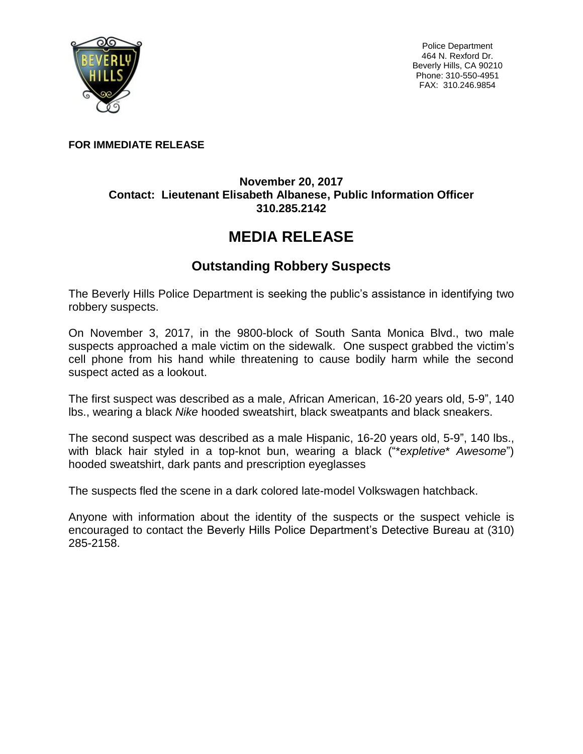Police Department
464 N. Rexford Dr.
Beverly Hills, CA 90210
Phone: 310-550-4951
FAX: 310.246.9854

**FOR IMMEDIATE RELEASE**

**November 20, 2017**
**Contact: Lieutenant Elisabeth Albanese, Public Information Officer**
**310.285.2142**

# MEDIA RELEASE

## Outstanding Robbery Suspects

The Beverly Hills Police Department is seeking the public's assistance in identifying two robbery suspects.

On November 3, 2017, in the 9800-block of South Santa Monica Blvd., two male suspects approached a male victim on the sidewalk. One suspect grabbed the victim's cell phone from his hand while threatening to cause bodily harm while the second suspect acted as a lookout.

The first suspect was described as a male, African American, 16-20 years old, 5-9", 140 lbs., wearing a black *Nike* hooded sweatshirt, black sweatpants and black sneakers.

The second suspect was described as a male Hispanic, 16-20 years old, 5-9", 140 lbs., with black hair styled in a top-knot bun, wearing a black ("*\*expletive\* Awesome*") hooded sweatshirt, dark pants and prescription eyeglasses

The suspects fled the scene in a dark colored late-model Volkswagen hatchback.

Anyone with information about the identity of the suspects or the suspect vehicle is encouraged to contact the Beverly Hills Police Department's Detective Bureau at (310) 285-2158.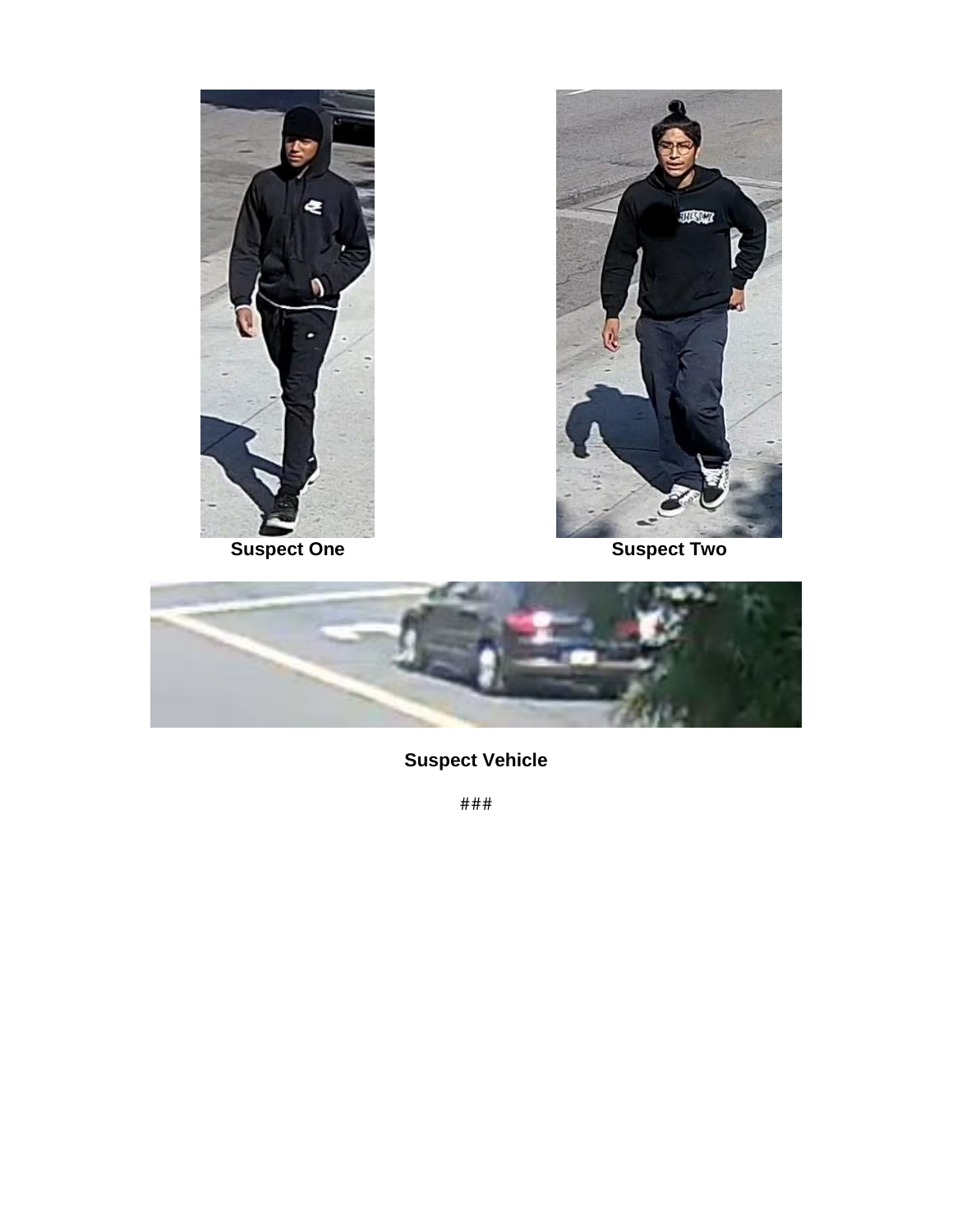**Suspect One**

**Suspect Two**

**Suspect Vehicle**

###